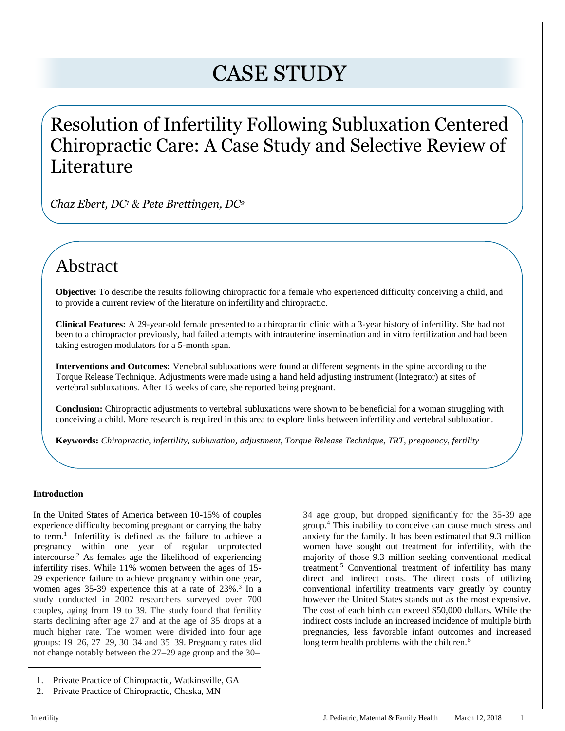# CASE STUDY

## Resolution of Infertility Following Subluxation Centered Chiropractic Care: A Case Study and Selective Review of Literature

*Chaz Ebert, DC[1] & Pete Brettingen, DC[2]*

## Abstract

**Objective:** To describe the results following chiropractic for a female who experienced difficulty conceiving a child, and to provide a current review of the literature on infertility and chiropractic.

**Clinical Features:** A 29-year-old female presented to a chiropractic clinic with a 3-year history of infertility. She had not been to a chiropractor previously, had failed attempts with intrauterine insemination and in vitro fertilization and had been taking estrogen modulators for a 5-month span.

**Interventions and Outcomes:** Vertebral subluxations were found at different segments in the spine according to the Torque Release Technique. Adjustments were made using a hand held adjusting instrument (Integrator) at sites of vertebral subluxations. After 16 weeks of care, she reported being pregnant.

**Conclusion:** Chiropractic adjustments to vertebral subluxations were shown to be beneficial for a woman struggling with conceiving a child. More research is required in this area to explore links between infertility and vertebral subluxation.

**Keywords:** *Chiropractic, infertility, subluxation, adjustment, Torque Release Technique, TRT, pregnancy, fertility*

### Introduction

In the United States of America between 10-15% of couples experience difficulty becoming pregnant or carrying the baby to term.[1] Infertility is defined as the failure to achieve a pregnancy within one year of regular unprotected intercourse.[2] As females age the likelihood of experiencing infertility rises. While 11% women between the ages of 15-29 experience failure to achieve pregnancy within one year, women ages 35-39 experience this at a rate of 23%.[3] In a study conducted in 2002 researchers surveyed over 700 couples, aging from 19 to 39. The study found that fertility starts declining after age 27 and at the age of 35 drops at a much higher rate. The women were divided into four age groups: 19–26, 27–29, 30–34 and 35–39. Pregnancy rates did not change notably between the 27–29 age group and the 30–34 age group, but dropped significantly for the 35-39 age group.[4] This inability to conceive can cause much stress and anxiety for the family. It has been estimated that 9.3 million women have sought out treatment for infertility, with the majority of those 9.3 million seeking conventional medical treatment.[5] Conventional treatment of infertility has many direct and indirect costs. The direct costs of utilizing conventional infertility treatments vary greatly by country however the United States stands out as the most expensive. The cost of each birth can exceed $50,000 dollars. While the indirect costs include an increased incidence of multiple birth pregnancies, less favorable infant outcomes and increased long term health problems with the children.[6]

1. Private Practice of Chiropractic, Watkinsville, GA
2. Private Practice of Chiropractic, Chaska, MN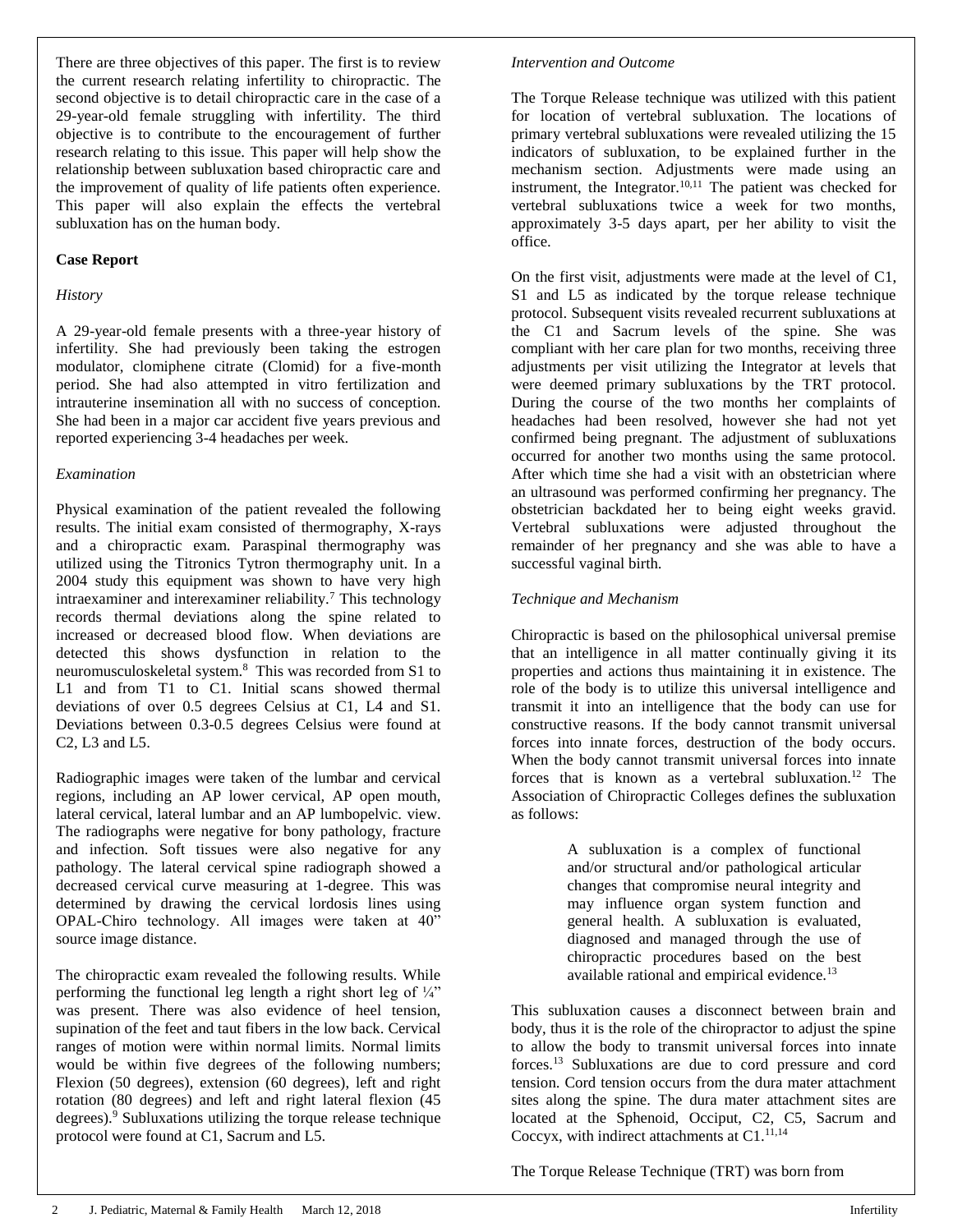There are three objectives of this paper. The first is to review the current research relating infertility to chiropractic. The second objective is to detail chiropractic care in the case of a 29-year-old female struggling with infertility. The third objective is to contribute to the encouragement of further research relating to this issue. This paper will help show the relationship between subluxation based chiropractic care and the improvement of quality of life patients often experience. This paper will also explain the effects the vertebral subluxation has on the human body.

## Case Report

### *History*

A 29-year-old female presents with a three-year history of infertility. She had previously been taking the estrogen modulator, clomiphene citrate (Clomid) for a five-month period. She had also attempted in vitro fertilization and intrauterine insemination all with no success of conception. She had been in a major car accident five years previous and reported experiencing 3-4 headaches per week.

### *Examination*

Physical examination of the patient revealed the following results. The initial exam consisted of thermography, X-rays and a chiropractic exam. Paraspinal thermography was utilized using the Titronics Tytron thermography unit. In a 2004 study this equipment was shown to have very high intraexaminer and interexaminer reliability.[7] This technology records thermal deviations along the spine related to increased or decreased blood flow. When deviations are detected this shows dysfunction in relation to the neuromusculoskeletal system.[8] This was recorded from S1 to L1 and from T1 to C1. Initial scans showed thermal deviations of over 0.5 degrees Celsius at C1, L4 and S1. Deviations between 0.3-0.5 degrees Celsius were found at C2, L3 and L5.

Radiographic images were taken of the lumbar and cervical regions, including an AP lower cervical, AP open mouth, lateral cervical, lateral lumbar and an AP lumbopelvic. view. The radiographs were negative for bony pathology, fracture and infection. Soft tissues were also negative for any pathology. The lateral cervical spine radiograph showed a decreased cervical curve measuring at 1-degree. This was determined by drawing the cervical lordosis lines using OPAL-Chiro technology. All images were taken at 40" source image distance.

The chiropractic exam revealed the following results. While performing the functional leg length a right short leg of ¼" was present. There was also evidence of heel tension, supination of the feet and taut fibers in the low back. Cervical ranges of motion were within normal limits. Normal limits would be within five degrees of the following numbers; Flexion (50 degrees), extension (60 degrees), left and right rotation (80 degrees) and left and right lateral flexion (45 degrees).[9] Subluxations utilizing the torque release technique protocol were found at C1, Sacrum and L5.

### *Intervention and Outcome*

The Torque Release technique was utilized with this patient for location of vertebral subluxation. The locations of primary vertebral subluxations were revealed utilizing the 15 indicators of subluxation, to be explained further in the mechanism section. Adjustments were made using an instrument, the Integrator.[10,11] The patient was checked for vertebral subluxations twice a week for two months, approximately 3-5 days apart, per her ability to visit the office.

On the first visit, adjustments were made at the level of C1, S1 and L5 as indicated by the torque release technique protocol. Subsequent visits revealed recurrent subluxations at the C1 and Sacrum levels of the spine. She was compliant with her care plan for two months, receiving three adjustments per visit utilizing the Integrator at levels that were deemed primary subluxations by the TRT protocol. During the course of the two months her complaints of headaches had been resolved, however she had not yet confirmed being pregnant. The adjustment of subluxations occurred for another two months using the same protocol. After which time she had a visit with an obstetrician where an ultrasound was performed confirming her pregnancy. The obstetrician backdated her to being eight weeks gravid. Vertebral subluxations were adjusted throughout the remainder of her pregnancy and she was able to have a successful vaginal birth.

### *Technique and Mechanism*

Chiropractic is based on the philosophical universal premise that an intelligence in all matter continually giving it its properties and actions thus maintaining it in existence. The role of the body is to utilize this universal intelligence and transmit it into an intelligence that the body can use for constructive reasons. If the body cannot transmit universal forces into innate forces, destruction of the body occurs. When the body cannot transmit universal forces into innate forces that is known as a vertebral subluxation.[12] The Association of Chiropractic Colleges defines the subluxation as follows:

> A subluxation is a complex of functional and/or structural and/or pathological articular changes that compromise neural integrity and may influence organ system function and general health. A subluxation is evaluated, diagnosed and managed through the use of chiropractic procedures based on the best available rational and empirical evidence.[13]

This subluxation causes a disconnect between brain and body, thus it is the role of the chiropractor to adjust the spine to allow the body to transmit universal forces into innate forces.[13] Subluxations are due to cord pressure and cord tension. Cord tension occurs from the dura mater attachment sites along the spine. The dura mater attachment sites are located at the Sphenoid, Occiput, C2, C5, Sacrum and Coccyx, with indirect attachments at C1.[11,14]

The Torque Release Technique (TRT) was born from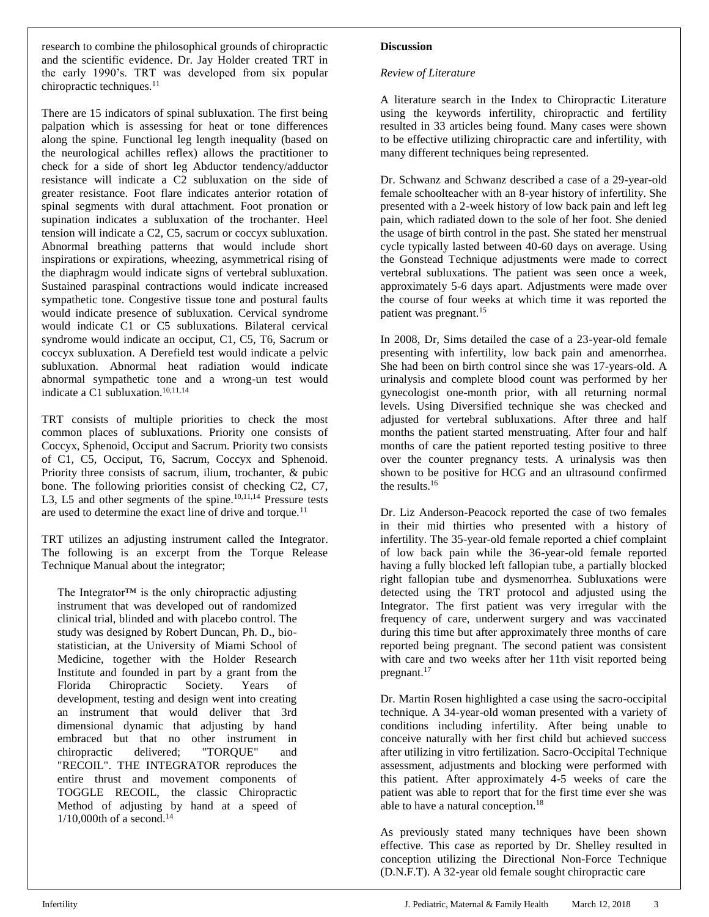research to combine the philosophical grounds of chiropractic and the scientific evidence. Dr. Jay Holder created TRT in the early 1990's. TRT was developed from six popular chiropractic techniques.[11]

There are 15 indicators of spinal subluxation. The first being palpation which is assessing for heat or tone differences along the spine. Functional leg length inequality (based on the neurological achilles reflex) allows the practitioner to check for a side of short leg Abductor tendency/adductor resistance will indicate a C2 subluxation on the side of greater resistance. Foot flare indicates anterior rotation of spinal segments with dural attachment. Foot pronation or supination indicates a subluxation of the trochanter. Heel tension will indicate a C2, C5, sacrum or coccyx subluxation. Abnormal breathing patterns that would include short inspirations or expirations, wheezing, asymmetrical rising of the diaphragm would indicate signs of vertebral subluxation. Sustained paraspinal contractions would indicate increased sympathetic tone. Congestive tissue tone and postural faults would indicate presence of subluxation. Cervical syndrome would indicate C1 or C5 subluxations. Bilateral cervical syndrome would indicate an occiput, C1, C5, T6, Sacrum or coccyx subluxation. A Derefield test would indicate a pelvic subluxation. Abnormal heat radiation would indicate abnormal sympathetic tone and a wrong-un test would indicate a C1 subluxation.[10,11,14]

TRT consists of multiple priorities to check the most common places of subluxations. Priority one consists of Coccyx, Sphenoid, Occiput and Sacrum. Priority two consists of C1, C5, Occiput, T6, Sacrum, Coccyx and Sphenoid. Priority three consists of sacrum, ilium, trochanter, & pubic bone. The following priorities consist of checking C2, C7, L3, L5 and other segments of the spine.[10,11,14] Pressure tests are used to determine the exact line of drive and torque.[11]

TRT utilizes an adjusting instrument called the Integrator. The following is an excerpt from the Torque Release Technique Manual about the integrator;

> The Integrator™ is the only chiropractic adjusting instrument that was developed out of randomized clinical trial, blinded and with placebo control. The study was designed by Robert Duncan, Ph. D., bio-statistician, at the University of Miami School of Medicine, together with the Holder Research Institute and founded in part by a grant from the Florida Chiropractic Society. Years of development, testing and design went into creating an instrument that would deliver that 3rd dimensional dynamic that adjusting by hand embraced but that no other instrument in chiropractic delivered; "TORQUE" and "RECOIL". THE INTEGRATOR reproduces the entire thrust and movement components of TOGGLE RECOIL, the classic Chiropractic Method of adjusting by hand at a speed of 1/10,000th of a second.[14]

**Discussion**

*Review of Literature*

A literature search in the Index to Chiropractic Literature using the keywords infertility, chiropractic and fertility resulted in 33 articles being found. Many cases were shown to be effective utilizing chiropractic care and infertility, with many different techniques being represented.

Dr. Schwanz and Schwanz described a case of a 29-year-old female schoolteacher with an 8-year history of infertility. She presented with a 2-week history of low back pain and left leg pain, which radiated down to the sole of her foot. She denied the usage of birth control in the past. She stated her menstrual cycle typically lasted between 40-60 days on average. Using the Gonstead Technique adjustments were made to correct vertebral subluxations. The patient was seen once a week, approximately 5-6 days apart. Adjustments were made over the course of four weeks at which time it was reported the patient was pregnant.[15]

In 2008, Dr, Sims detailed the case of a 23-year-old female presenting with infertility, low back pain and amenorrhea. She had been on birth control since she was 17-years-old. A urinalysis and complete blood count was performed by her gynecologist one-month prior, with all returning normal levels. Using Diversified technique she was checked and adjusted for vertebral subluxations. After three and half months the patient started menstruating. After four and half months of care the patient reported testing positive to three over the counter pregnancy tests. A urinalysis was then shown to be positive for HCG and an ultrasound confirmed the results.[16]

Dr. Liz Anderson-Peacock reported the case of two females in their mid thirties who presented with a history of infertility. The 35-year-old female reported a chief complaint of low back pain while the 36-year-old female reported having a fully blocked left fallopian tube, a partially blocked right fallopian tube and dysmenorrhea. Subluxations were detected using the TRT protocol and adjusted using the Integrator. The first patient was very irregular with the frequency of care, underwent surgery and was vaccinated during this time but after approximately three months of care reported being pregnant. The second patient was consistent with care and two weeks after her 11th visit reported being pregnant.[17]

Dr. Martin Rosen highlighted a case using the sacro-occipital technique. A 34-year-old woman presented with a variety of conditions including infertility. After being unable to conceive naturally with her first child but achieved success after utilizing in vitro fertilization. Sacro-Occipital Technique assessment, adjustments and blocking were performed with this patient. After approximately 4-5 weeks of care the patient was able to report that for the first time ever she was able to have a natural conception.[18]

As previously stated many techniques have been shown effective. This case as reported by Dr. Shelley resulted in conception utilizing the Directional Non-Force Technique (D.N.F.T). A 32-year old female sought chiropractic care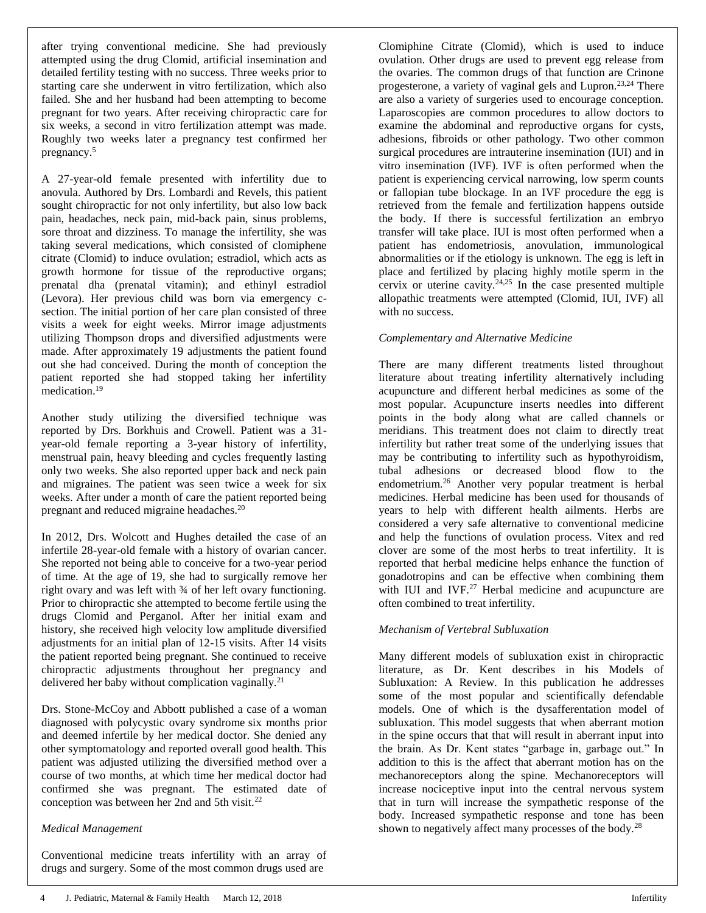after trying conventional medicine. She had previously attempted using the drug Clomid, artificial insemination and detailed fertility testing with no success. Three weeks prior to starting care she underwent in vitro fertilization, which also failed. She and her husband had been attempting to become pregnant for two years. After receiving chiropractic care for six weeks, a second in vitro fertilization attempt was made. Roughly two weeks later a pregnancy test confirmed her pregnancy.[5]

A 27-year-old female presented with infertility due to anovula. Authored by Drs. Lombardi and Revels, this patient sought chiropractic for not only infertility, but also low back pain, headaches, neck pain, mid-back pain, sinus problems, sore throat and dizziness. To manage the infertility, she was taking several medications, which consisted of clomiphene citrate (Clomid) to induce ovulation; estradiol, which acts as growth hormone for tissue of the reproductive organs; prenatal dha (prenatal vitamin); and ethinyl estradiol (Levora). Her previous child was born via emergency c-section. The initial portion of her care plan consisted of three visits a week for eight weeks. Mirror image adjustments utilizing Thompson drops and diversified adjustments were made. After approximately 19 adjustments the patient found out she had conceived. During the month of conception the patient reported she had stopped taking her infertility medication.[19]

Another study utilizing the diversified technique was reported by Drs. Borkhuis and Crowell. Patient was a 31-year-old female reporting a 3-year history of infertility, menstrual pain, heavy bleeding and cycles frequently lasting only two weeks. She also reported upper back and neck pain and migraines. The patient was seen twice a week for six weeks. After under a month of care the patient reported being pregnant and reduced migraine headaches.[20]

In 2012, Drs. Wolcott and Hughes detailed the case of an infertile 28-year-old female with a history of ovarian cancer. She reported not being able to conceive for a two-year period of time. At the age of 19, she had to surgically remove her right ovary and was left with ¾ of her left ovary functioning. Prior to chiropractic she attempted to become fertile using the drugs Clomid and Perganol. After her initial exam and history, she received high velocity low amplitude diversified adjustments for an initial plan of 12-15 visits. After 14 visits the patient reported being pregnant. She continued to receive chiropractic adjustments throughout her pregnancy and delivered her baby without complication vaginally.[21]

Drs. Stone-McCoy and Abbott published a case of a woman diagnosed with polycystic ovary syndrome six months prior and deemed infertile by her medical doctor. She denied any other symptomatology and reported overall good health. This patient was adjusted utilizing the diversified method over a course of two months, at which time her medical doctor had confirmed she was pregnant. The estimated date of conception was between her 2nd and 5th visit.[22]

*Medical Management*

Conventional medicine treats infertility with an array of drugs and surgery. Some of the most common drugs used are Clomiphine Citrate (Clomid), which is used to induce ovulation. Other drugs are used to prevent egg release from the ovaries. The common drugs of that function are Crinone progesterone, a variety of vaginal gels and Lupron.[23,24] There are also a variety of surgeries used to encourage conception. Laparoscopies are common procedures to allow doctors to examine the abdominal and reproductive organs for cysts, adhesions, fibroids or other pathology. Two other common surgical procedures are intrauterine insemination (IUI) and in vitro insemination (IVF). IVF is often performed when the patient is experiencing cervical narrowing, low sperm counts or fallopian tube blockage. In an IVF procedure the egg is retrieved from the female and fertilization happens outside the body. If there is successful fertilization an embryo transfer will take place. IUI is most often performed when a patient has endometriosis, anovulation, immunological abnormalities or if the etiology is unknown. The egg is left in place and fertilized by placing highly motile sperm in the cervix or uterine cavity.[24,25] In the case presented multiple allopathic treatments were attempted (Clomid, IUI, IVF) all with no success.

*Complementary and Alternative Medicine*

There are many different treatments listed throughout literature about treating infertility alternatively including acupuncture and different herbal medicines as some of the most popular. Acupuncture inserts needles into different points in the body along what are called channels or meridians. This treatment does not claim to directly treat infertility but rather treat some of the underlying issues that may be contributing to infertility such as hypothyroidism, tubal adhesions or decreased blood flow to the endometrium.[26] Another very popular treatment is herbal medicines. Herbal medicine has been used for thousands of years to help with different health ailments. Herbs are considered a very safe alternative to conventional medicine and help the functions of ovulation process. Vitex and red clover are some of the most herbs to treat infertility. It is reported that herbal medicine helps enhance the function of gonadotropins and can be effective when combining them with IUI and IVF.[27] Herbal medicine and acupuncture are often combined to treat infertility.

*Mechanism of Vertebral Subluxation*

Many different models of subluxation exist in chiropractic literature, as Dr. Kent describes in his Models of Subluxation: A Review. In this publication he addresses some of the most popular and scientifically defendable models. One of which is the dysafferentation model of subluxation. This model suggests that when aberrant motion in the spine occurs that that will result in aberrant input into the brain. As Dr. Kent states "garbage in, garbage out." In addition to this is the affect that aberrant motion has on the mechanoreceptors along the spine. Mechanoreceptors will increase nociceptive input into the central nervous system that in turn will increase the sympathetic response of the body. Increased sympathetic response and tone has been shown to negatively affect many processes of the body.[28]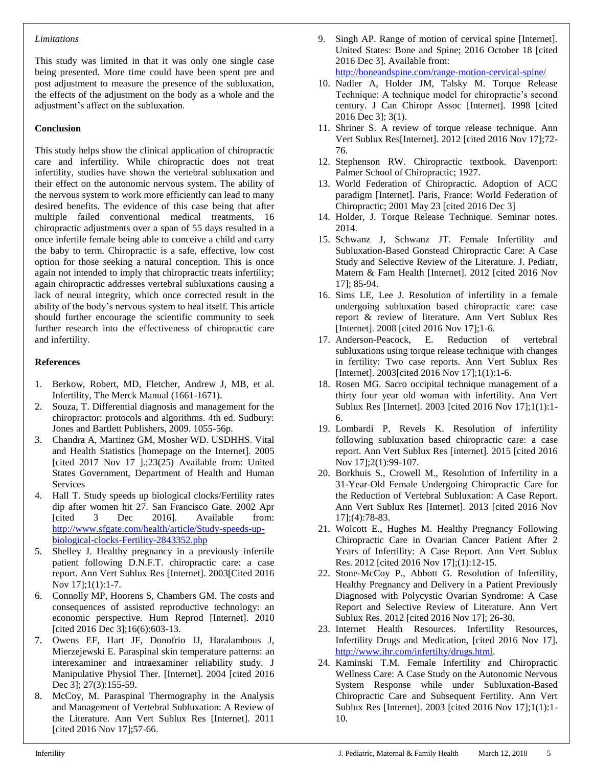*Limitations*

This study was limited in that it was only one single case being presented. More time could have been spent pre and post adjustment to measure the presence of the subluxation, the effects of the adjustment on the body as a whole and the adjustment's affect on the subluxation.

## Conclusion

This study helps show the clinical application of chiropractic care and infertility. While chiropractic does not treat infertility, studies have shown the vertebral subluxation and their effect on the autonomic nervous system. The ability of the nervous system to work more efficiently can lead to many desired benefits. The evidence of this case being that after multiple failed conventional medical treatments, 16 chiropractic adjustments over a span of 55 days resulted in a once infertile female being able to conceive a child and carry the baby to term. Chiropractic is a safe, effective, low cost option for those seeking a natural conception. This is once again not intended to imply that chiropractic treats infertility; again chiropractic addresses vertebral subluxations causing a lack of neural integrity, which once corrected result in the ability of the body's nervous system to heal itself. This article should further encourage the scientific community to seek further research into the effectiveness of chiropractic care and infertility.

## References

1. Berkow, Robert, MD, Fletcher, Andrew J, MB, et al. Infertility, The Merck Manual (1661-1671).
2. Souza, T. Differential diagnosis and management for the chiropractor: protocols and algorithms. 4th ed. Sudbury: Jones and Bartlett Publishers, 2009. 1055-56p.
3. Chandra A, Martinez GM, Mosher WD. USDHHS. Vital and Health Statistics [homepage on the Internet]. 2005 [cited 2017 Nov 17 ].;23(25) Available from: United States Government, Department of Health and Human Services
4. Hall T. Study speeds up biological clocks/Fertility rates dip after women hit 27. San Francisco Gate. 2002 Apr [cited 3 Dec 2016]. Available from: http://www.sfgate.com/health/article/Study-speeds-up-biological-clocks-Fertility-2843352.php
5. Shelley J. Healthy pregnancy in a previously infertile patient following D.N.F.T. chiropractic care: a case report. Ann Vert Sublux Res [Internet]. 2003[Cited 2016 Nov 17];1(1):1-7.
6. Connolly MP, Hoorens S, Chambers GM. The costs and consequences of assisted reproductive technology: an economic perspective. Hum Reprod [Internet]. 2010 [cited 2016 Dec 3];16(6):603-13.
7. Owens EF, Hart JF, Donofrio JJ, Haralambous J, Mierzejewski E. Paraspinal skin temperature patterns: an interexaminer and intraexaminer reliability study. J Manipulative Physiol Ther. [Internet]. 2004 [cited 2016 Dec 3]; 27(3):155-59.
8. McCoy, M. Paraspinal Thermography in the Analysis and Management of Vertebral Subluxation: A Review of the Literature. Ann Vert Sublux Res [Internet]. 2011 [cited 2016 Nov 17];57-66.
9. Singh AP. Range of motion of cervical spine [Internet]. United States: Bone and Spine; 2016 October 18 [cited 2016 Dec 3]. Available from: http://boneandspine.com/range-motion-cervical-spine/
10. Nadler A, Holder JM, Talsky M. Torque Release Technique: A technique model for chiropractic's second century. J Can Chiropr Assoc [Internet]. 1998 [cited 2016 Dec 3]; 3(1).
11. Shriner S. A review of torque release technique. Ann Vert Sublux Res[Internet]. 2012 [cited 2016 Nov 17];72-76.
12. Stephenson RW. Chiropractic textbook. Davenport: Palmer School of Chiropractic; 1927.
13. World Federation of Chiropractic. Adoption of ACC paradigm [Internet]. Paris, France: World Federation of Chiropractic; 2001 May 23 [cited 2016 Dec 3]
14. Holder, J. Torque Release Technique. Seminar notes. 2014.
15. Schwanz J, Schwanz JT. Female Infertility and Subluxation-Based Gonstead Chiropractic Care: A Case Study and Selective Review of the Literature. J. Pediatr, Matern & Fam Health [Internet]. 2012 [cited 2016 Nov 17]; 85-94.
16. Sims LE, Lee J. Resolution of infertility in a female undergoing subluxation based chiropractic care: case report & review of literature. Ann Vert Sublux Res [Internet]. 2008 [cited 2016 Nov 17];1-6.
17. Anderson-Peacock, E. Reduction of vertebral subluxations using torque release technique with changes in fertility: Two case reports. Ann Vert Sublux Res [Internet]. 2003[cited 2016 Nov 17];1(1):1-6.
18. Rosen MG. Sacro occipital technique management of a thirty four year old woman with infertility. Ann Vert Sublux Res [Internet]. 2003 [cited 2016 Nov 17];1(1):1-6.
19. Lombardi P, Revels K. Resolution of infertility following subluxation based chiropractic care: a case report. Ann Vert Sublux Res [internet]. 2015 [cited 2016 Nov 17];2(1):99-107.
20. Borkhuis S., Crowell M., Resolution of Infertility in a 31-Year-Old Female Undergoing Chiropractic Care for the Reduction of Vertebral Subluxation: A Case Report. Ann Vert Sublux Res [Internet]. 2013 [cited 2016 Nov 17];(4):78-83.
21. Wolcott E., Hughes M. Healthy Pregnancy Following Chiropractic Care in Ovarian Cancer Patient After 2 Years of Infertility: A Case Report. Ann Vert Sublux Res. 2012 [cited 2016 Nov 17];(1):12-15.
22. Stone-McCoy P., Abbott G. Resolution of Infertility, Healthy Pregnancy and Delivery in a Patient Previously Diagnosed with Polycystic Ovarian Syndrome: A Case Report and Selective Review of Literature. Ann Vert Sublux Res. 2012 [cited 2016 Nov 17]; 26-30.
23. Internet Health Resources. Infertility Resources, Infertility Drugs and Medication, [cited 2016 Nov 17]. http://www.ihr.com/infertilty/drugs.html.
24. Kaminski T.M. Female Infertility and Chiropractic Wellness Care: A Case Study on the Autonomic Nervous System Response while under Subluxation-Based Chiropractic Care and Subsequent Fertility. Ann Vert Sublux Res [Internet]. 2003 [cited 2016 Nov 17];1(1):1-10.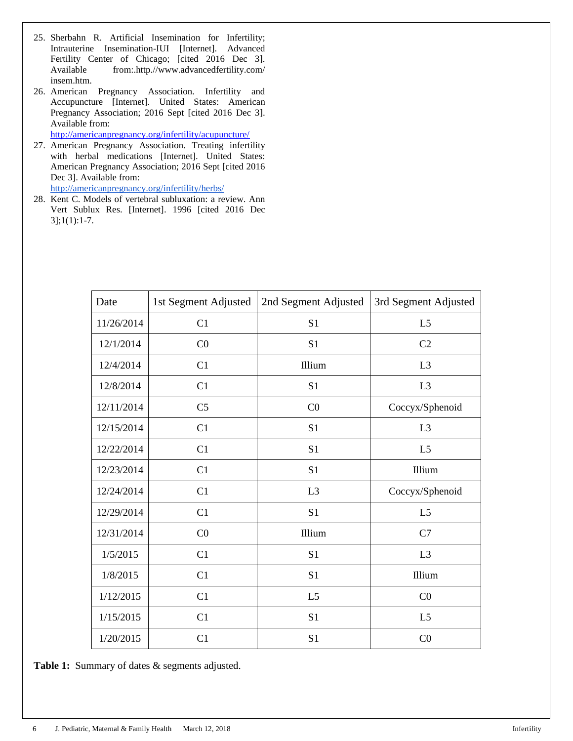25. Sherbahn R. Artificial Insemination for Infertility; Intrauterine Insemination-IUI [Internet]. Advanced Fertility Center of Chicago; [cited 2016 Dec 3]. Available from:.http.//www.advancedfertility.com/ insem.htm.
26. American Pregnancy Association. Infertility and Accupuncture [Internet]. United States: American Pregnancy Association; 2016 Sept [cited 2016 Dec 3]. Available from: http://americanpregnancy.org/infertility/acupuncture/
27. American Pregnancy Association. Treating infertility with herbal medications [Internet]. United States: American Pregnancy Association; 2016 Sept [cited 2016 Dec 3]. Available from: http://americanpregnancy.org/infertility/herbs/
28. Kent C. Models of vertebral subluxation: a review. Ann Vert Sublux Res. [Internet]. 1996 [cited 2016 Dec 3];1(1):1-7.

| Date | 1st Segment Adjusted | 2nd Segment Adjusted | 3rd Segment Adjusted |
|---|---|---|---|
| 11/26/2014 | C1 | S1 | L5 |
| 12/1/2014 | C0 | S1 | C2 |
| 12/4/2014 | C1 | Illium | L3 |
| 12/8/2014 | C1 | S1 | L3 |
| 12/11/2014 | C5 | C0 | Coccyx/Sphenoid |
| 12/15/2014 | C1 | S1 | L3 |
| 12/22/2014 | C1 | S1 | L5 |
| 12/23/2014 | C1 | S1 | Illium |
| 12/24/2014 | C1 | L3 | Coccyx/Sphenoid |
| 12/29/2014 | C1 | S1 | L5 |
| 12/31/2014 | C0 | Illium | C7 |
| 1/5/2015 | C1 | S1 | L3 |
| 1/8/2015 | C1 | S1 | Illium |
| 1/12/2015 | C1 | L5 | C0 |
| 1/15/2015 | C1 | S1 | L5 |
| 1/20/2015 | C1 | S1 | C0 |

**Table 1:** Summary of dates & segments adjusted.